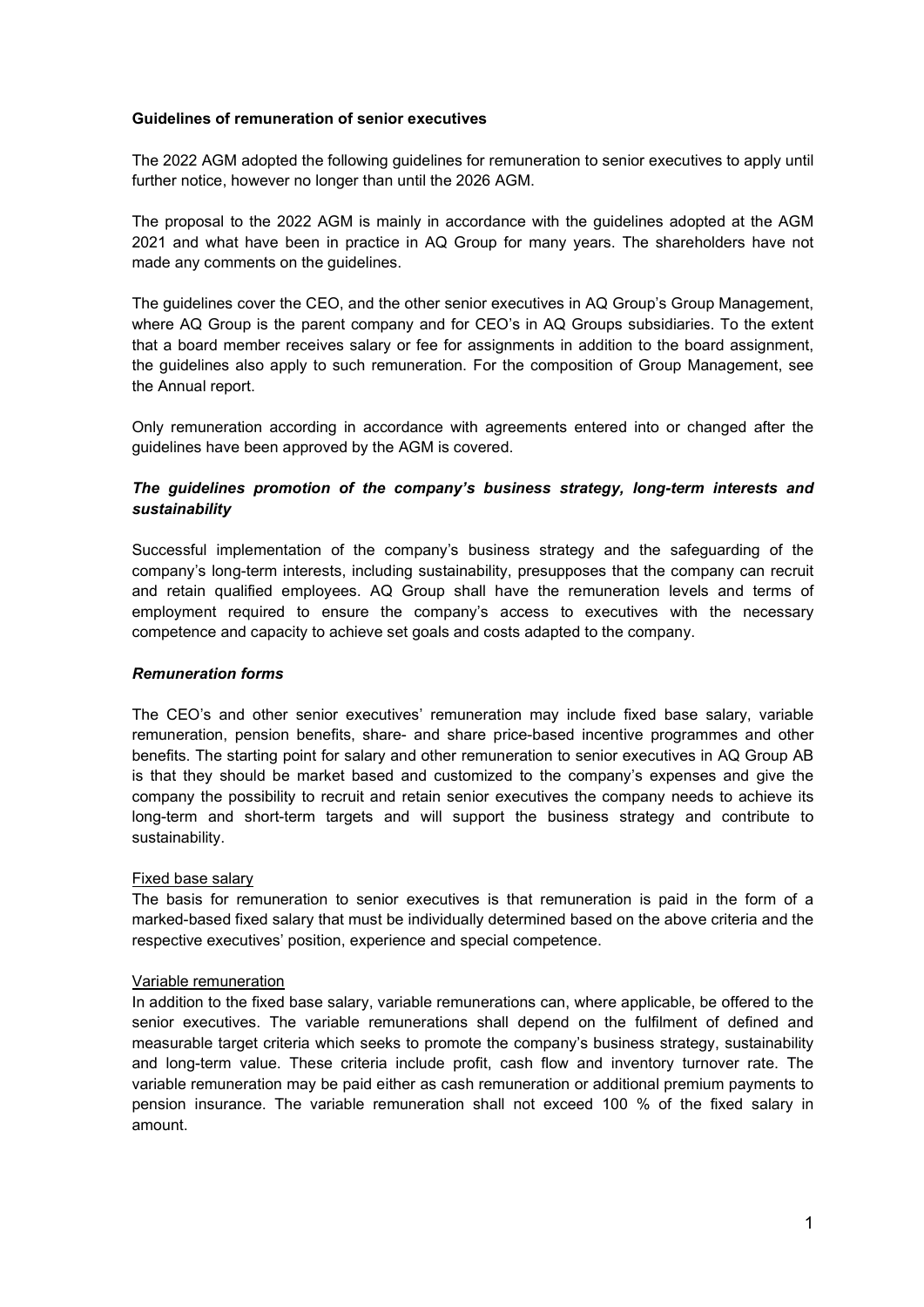**Guidelines of remuneration of senior executives**

The 2022 AGM adopted the following guidelines for remuneration to senior executives to apply until further notice, however no longer than until the 2026 AGM.

The proposal to the 2022 AGM is mainly in accordance with the guidelines adopted at the AGM 2021 and what have been in practice in AQ Group for many years. The shareholders have not made any comments on the guidelines.

The guidelines cover the CEO, and the other senior executives in AQ Group's Group Management, where AQ Group is the parent company and for CEO's in AQ Groups subsidiaries. To the extent that a board member receives salary or fee for assignments in addition to the board assignment, the guidelines also apply to such remuneration. For the composition of Group Management, see the Annual report.

Only remuneration according in accordance with agreements entered into or changed after the guidelines have been approved by the AGM is covered.

***The guidelines promotion of the company's business strategy, long-term interests and sustainability***

Successful implementation of the company's business strategy and the safeguarding of the company's long-term interests, including sustainability, presupposes that the company can recruit and retain qualified employees. AQ Group shall have the remuneration levels and terms of employment required to ensure the company's access to executives with the necessary competence and capacity to achieve set goals and costs adapted to the company.

***Remuneration forms***

The CEO's and other senior executives' remuneration may include fixed base salary, variable remuneration, pension benefits, share- and share price-based incentive programmes and other benefits. The starting point for salary and other remuneration to senior executives in AQ Group AB is that they should be market based and customized to the company's expenses and give the company the possibility to recruit and retain senior executives the company needs to achieve its long-term and short-term targets and will support the business strategy and contribute to sustainability.

<u>Fixed base salary</u>

The basis for remuneration to senior executives is that remuneration is paid in the form of a marked-based fixed salary that must be individually determined based on the above criteria and the respective executives' position, experience and special competence.

<u>Variable remuneration</u>

In addition to the fixed base salary, variable remunerations can, where applicable, be offered to the senior executives. The variable remunerations shall depend on the fulfilment of defined and measurable target criteria which seeks to promote the company's business strategy, sustainability and long-term value. These criteria include profit, cash flow and inventory turnover rate. The variable remuneration may be paid either as cash remuneration or additional premium payments to pension insurance. The variable remuneration shall not exceed 100 % of the fixed salary in amount.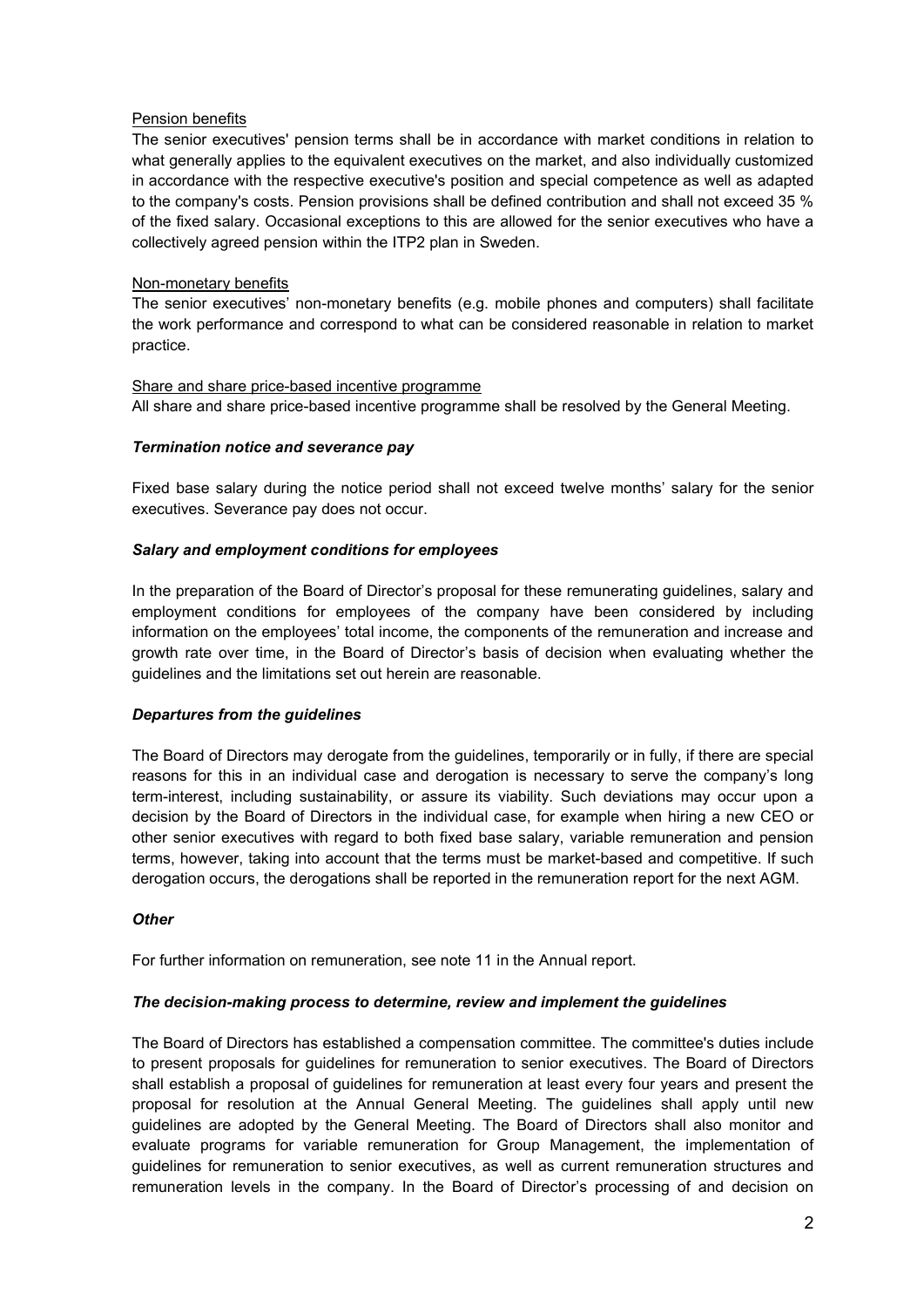Pension benefits

The senior executives' pension terms shall be in accordance with market conditions in relation to what generally applies to the equivalent executives on the market, and also individually customized in accordance with the respective executive's position and special competence as well as adapted to the company's costs. Pension provisions shall be defined contribution and shall not exceed 35 % of the fixed salary. Occasional exceptions to this are allowed for the senior executives who have a collectively agreed pension within the ITP2 plan in Sweden.

Non-monetary benefits

The senior executives' non-monetary benefits (e.g. mobile phones and computers) shall facilitate the work performance and correspond to what can be considered reasonable in relation to market practice.

Share and share price-based incentive programme

All share and share price-based incentive programme shall be resolved by the General Meeting.

***Termination notice and severance pay***

Fixed base salary during the notice period shall not exceed twelve months' salary for the senior executives. Severance pay does not occur.

***Salary and employment conditions for employees***

In the preparation of the Board of Director's proposal for these remunerating guidelines, salary and employment conditions for employees of the company have been considered by including information on the employees' total income, the components of the remuneration and increase and growth rate over time, in the Board of Director's basis of decision when evaluating whether the guidelines and the limitations set out herein are reasonable.

***Departures from the guidelines***

The Board of Directors may derogate from the guidelines, temporarily or in fully, if there are special reasons for this in an individual case and derogation is necessary to serve the company's long term-interest, including sustainability, or assure its viability. Such deviations may occur upon a decision by the Board of Directors in the individual case, for example when hiring a new CEO or other senior executives with regard to both fixed base salary, variable remuneration and pension terms, however, taking into account that the terms must be market-based and competitive. If such derogation occurs, the derogations shall be reported in the remuneration report for the next AGM.

***Other***

For further information on remuneration, see note 11 in the Annual report.

***The decision-making process to determine, review and implement the guidelines***

The Board of Directors has established a compensation committee. The committee's duties include to present proposals for guidelines for remuneration to senior executives. The Board of Directors shall establish a proposal of guidelines for remuneration at least every four years and present the proposal for resolution at the Annual General Meeting. The guidelines shall apply until new guidelines are adopted by the General Meeting. The Board of Directors shall also monitor and evaluate programs for variable remuneration for Group Management, the implementation of guidelines for remuneration to senior executives, as well as current remuneration structures and remuneration levels in the company. In the Board of Director's processing of and decision on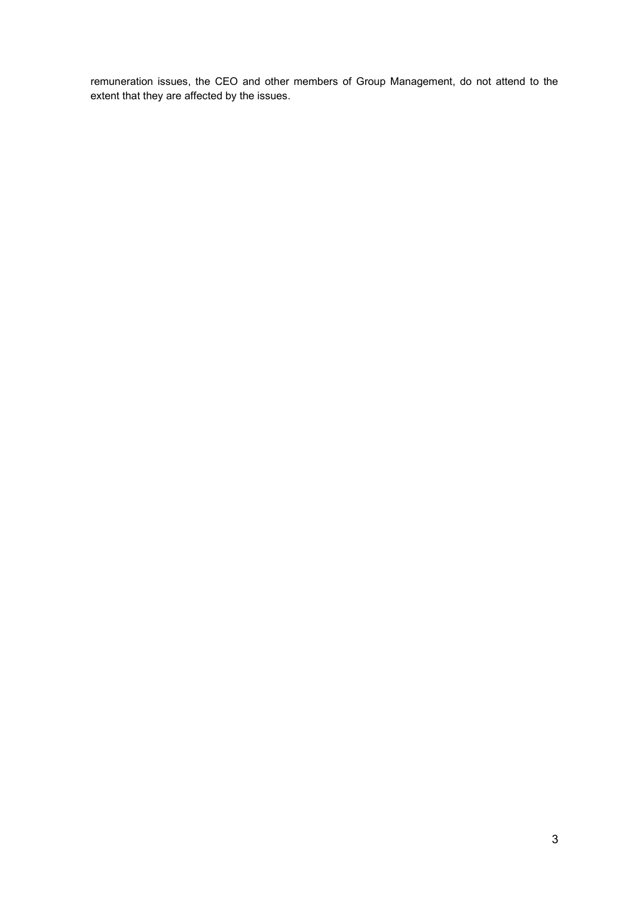remuneration issues, the CEO and other members of Group Management, do not attend to the extent that they are affected by the issues.